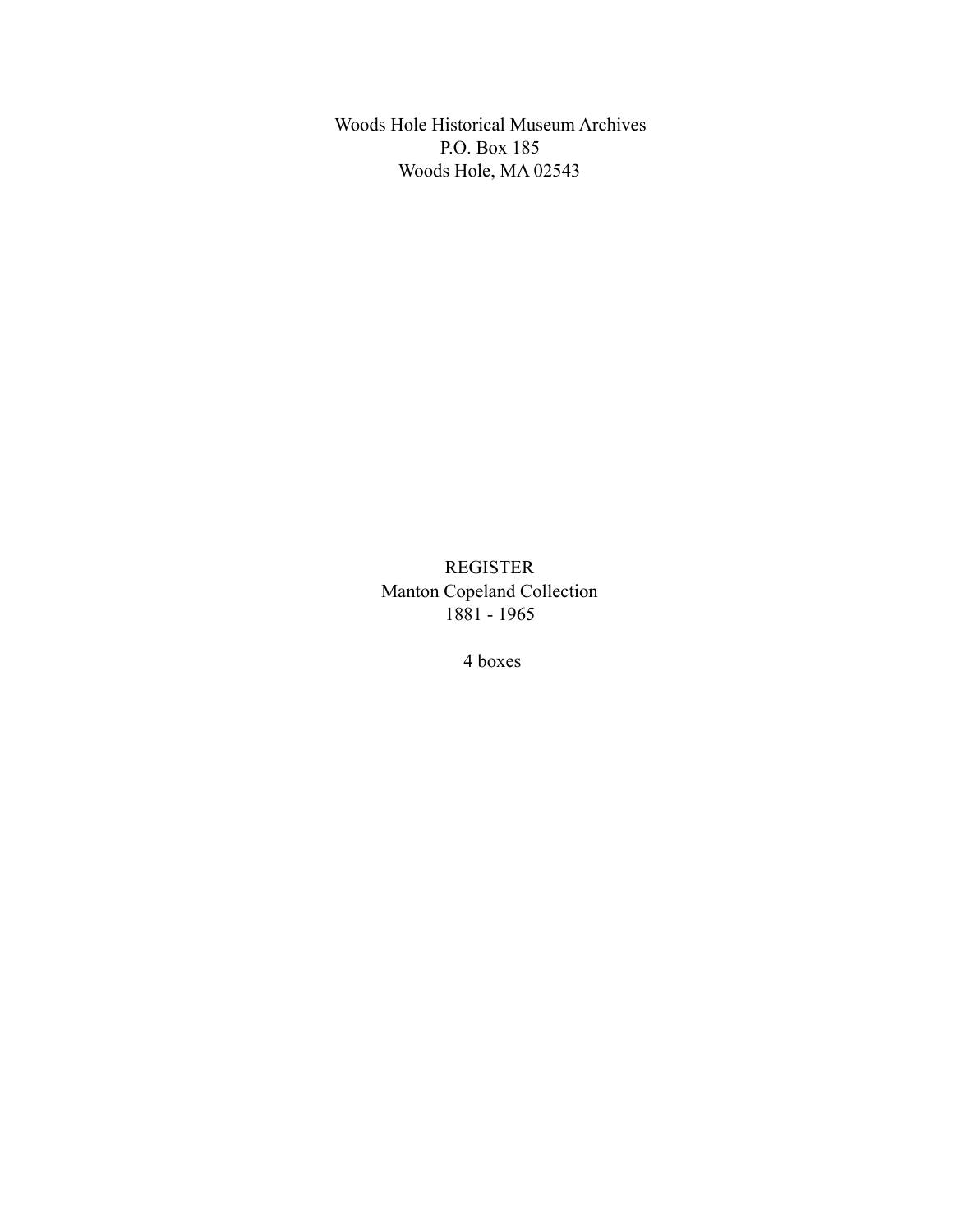Woods Hole Historical Museum Archives
P.O. Box 185
Woods Hole, MA 02543

# REGISTER
## Manton Copeland Collection
1881 - 1965

4 boxes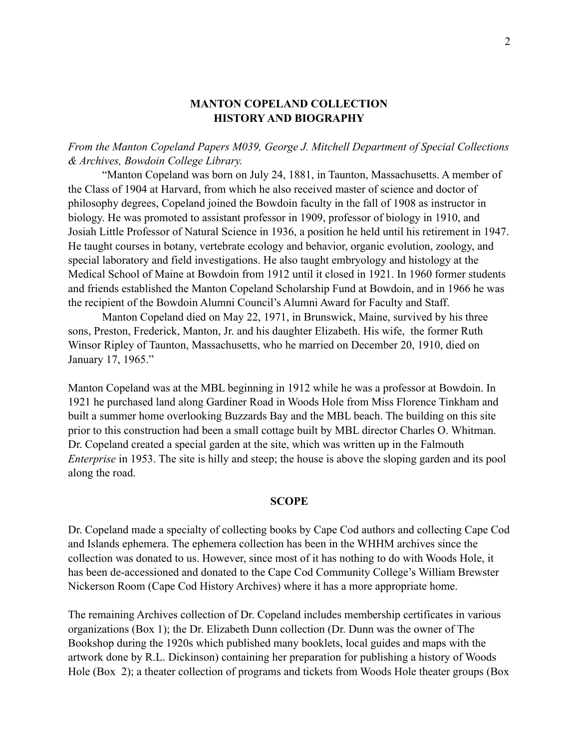## MANTON COPELAND COLLECTION
## HISTORY AND BIOGRAPHY

*From the Manton Copeland Papers M039, George J. Mitchell Department of Special Collections & Archives, Bowdoin College Library.*

"Manton Copeland was born on July 24, 1881, in Taunton, Massachusetts. A member of the Class of 1904 at Harvard, from which he also received master of science and doctor of philosophy degrees, Copeland joined the Bowdoin faculty in the fall of 1908 as instructor in biology. He was promoted to assistant professor in 1909, professor of biology in 1910, and Josiah Little Professor of Natural Science in 1936, a position he held until his retirement in 1947. He taught courses in botany, vertebrate ecology and behavior, organic evolution, zoology, and special laboratory and field investigations. He also taught embryology and histology at the Medical School of Maine at Bowdoin from 1912 until it closed in 1921. In 1960 former students and friends established the Manton Copeland Scholarship Fund at Bowdoin, and in 1966 he was the recipient of the Bowdoin Alumni Council's Alumni Award for Faculty and Staff.

Manton Copeland died on May 22, 1971, in Brunswick, Maine, survived by his three sons, Preston, Frederick, Manton, Jr. and his daughter Elizabeth. His wife, the former Ruth Winsor Ripley of Taunton, Massachusetts, who he married on December 20, 1910, died on January 17, 1965."

Manton Copeland was at the MBL beginning in 1912 while he was a professor at Bowdoin. In 1921 he purchased land along Gardiner Road in Woods Hole from Miss Florence Tinkham and built a summer home overlooking Buzzards Bay and the MBL beach. The building on this site prior to this construction had been a small cottage built by MBL director Charles O. Whitman. Dr. Copeland created a special garden at the site, which was written up in the Falmouth *Enterprise* in 1953. The site is hilly and steep; the house is above the sloping garden and its pool along the road.

## SCOPE

Dr. Copeland made a specialty of collecting books by Cape Cod authors and collecting Cape Cod and Islands ephemera. The ephemera collection has been in the WHHM archives since the collection was donated to us. However, since most of it has nothing to do with Woods Hole, it has been de-accessioned and donated to the Cape Cod Community College's William Brewster Nickerson Room (Cape Cod History Archives) where it has a more appropriate home.

The remaining Archives collection of Dr. Copeland includes membership certificates in various organizations (Box 1); the Dr. Elizabeth Dunn collection (Dr. Dunn was the owner of The Bookshop during the 1920s which published many booklets, local guides and maps with the artwork done by R.L. Dickinson) containing her preparation for publishing a history of Woods Hole (Box 2); a theater collection of programs and tickets from Woods Hole theater groups (Box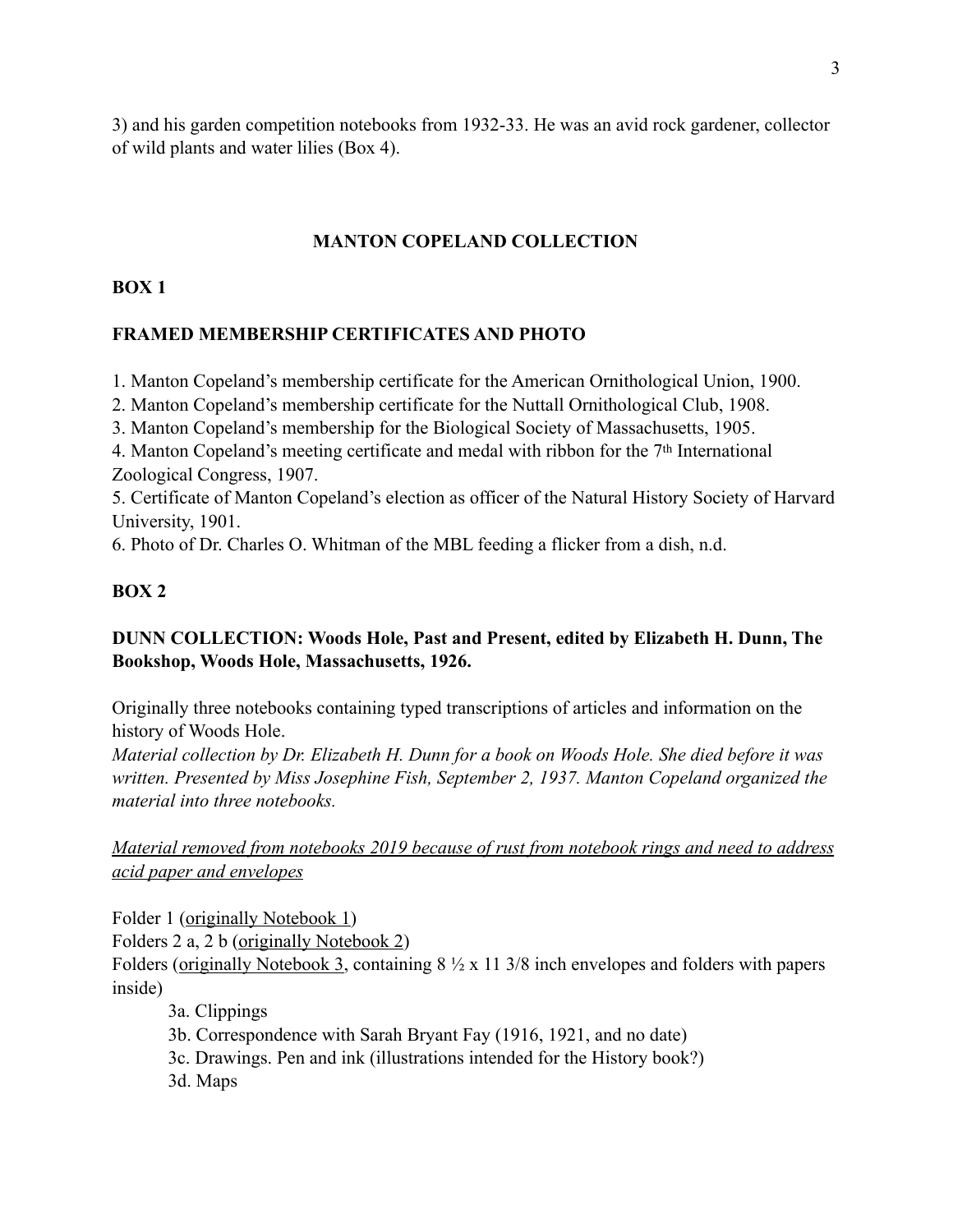3) and his garden competition notebooks from 1932-33. He was an avid rock gardener, collector of wild plants and water lilies (Box 4).

## MANTON COPELAND COLLECTION

### BOX 1

### FRAMED MEMBERSHIP CERTIFICATES AND PHOTO

1. Manton Copeland's membership certificate for the American Ornithological Union, 1900.
2. Manton Copeland's membership certificate for the Nuttall Ornithological Club, 1908.
3. Manton Copeland's membership for the Biological Society of Massachusetts, 1905.
4. Manton Copeland's meeting certificate and medal with ribbon for the 7th International Zoological Congress, 1907.
5. Certificate of Manton Copeland's election as officer of the Natural History Society of Harvard University, 1901.
6. Photo of Dr. Charles O. Whitman of the MBL feeding a flicker from a dish, n.d.

### BOX 2

### DUNN COLLECTION: Woods Hole, Past and Present, edited by Elizabeth H. Dunn, The Bookshop, Woods Hole, Massachusetts, 1926.

Originally three notebooks containing typed transcriptions of articles and information on the history of Woods Hole.
*Material collection by Dr. Elizabeth H. Dunn for a book on Woods Hole. She died before it was written. Presented by Miss Josephine Fish, September 2, 1937. Manton Copeland organized the material into three notebooks.*

*Material removed from notebooks 2019 because of rust from notebook rings and need to address acid paper and envelopes*

Folder 1 (originally Notebook 1)
Folders 2 a, 2 b (originally Notebook 2)
Folders (originally Notebook 3, containing 8 ½ x 11 3/8 inch envelopes and folders with papers inside)

- 3a. Clippings
- 3b. Correspondence with Sarah Bryant Fay (1916, 1921, and no date)
- 3c. Drawings. Pen and ink (illustrations intended for the History book?)
- 3d. Maps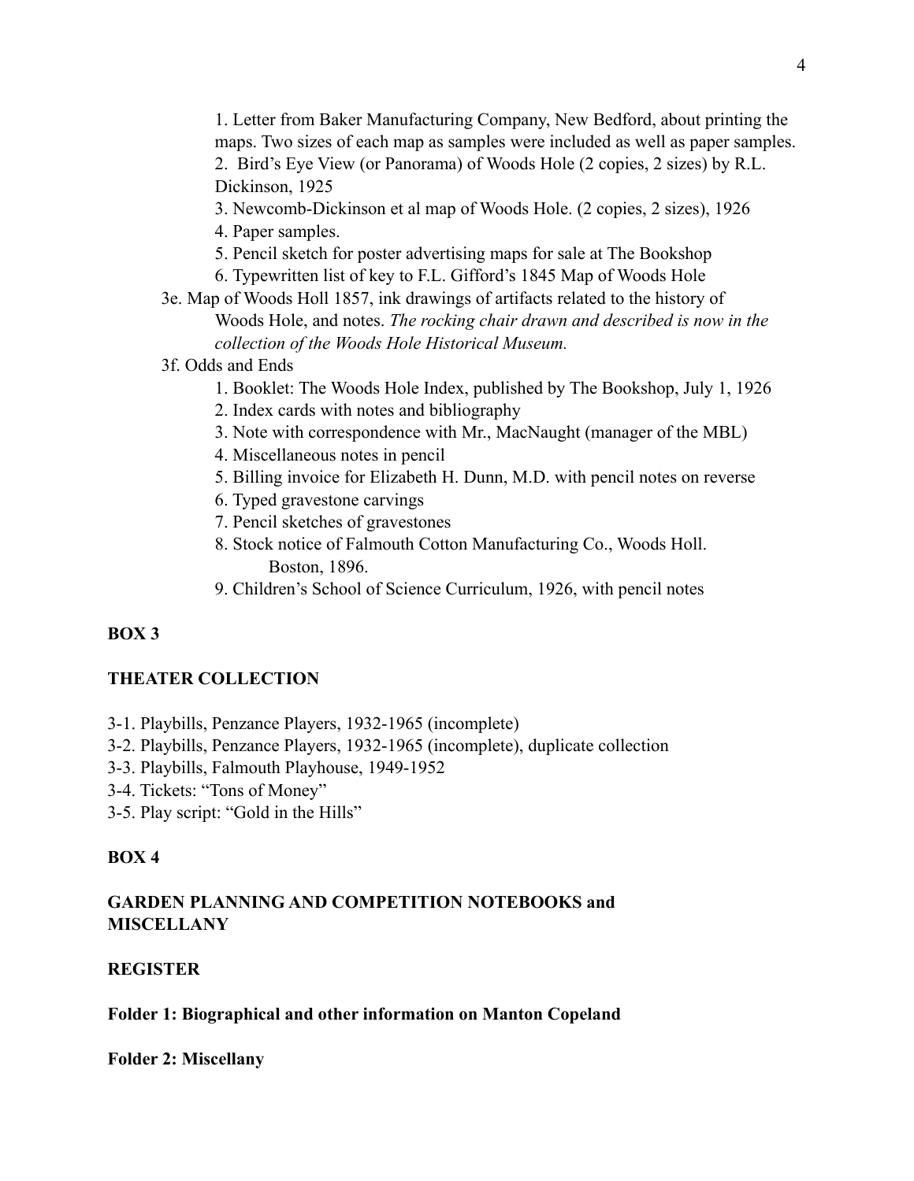1. Letter from Baker Manufacturing Company, New Bedford, about printing the maps. Two sizes of each map as samples were included as well as paper samples.
2. Bird's Eye View (or Panorama) of Woods Hole (2 copies, 2 sizes) by R.L. Dickinson, 1925
3. Newcomb-Dickinson et al map of Woods Hole. (2 copies, 2 sizes), 1926
4. Paper samples.
5. Pencil sketch for poster advertising maps for sale at The Bookshop
6. Typewritten list of key to F.L. Gifford's 1845 Map of Woods Hole

3e. Map of Woods Holl 1857, ink drawings of artifacts related to the history of Woods Hole, and notes. *The rocking chair drawn and described is now in the collection of the Woods Hole Historical Museum.*

3f. Odds and Ends

1. Booklet: The Woods Hole Index, published by The Bookshop, July 1, 1926
2. Index cards with notes and bibliography
3. Note with correspondence with Mr., MacNaught (manager of the MBL)
4. Miscellaneous notes in pencil
5. Billing invoice for Elizabeth H. Dunn, M.D. with pencil notes on reverse
6. Typed gravestone carvings
7. Pencil sketches of gravestones
8. Stock notice of Falmouth Cotton Manufacturing Co., Woods Holl. Boston, 1896.
9. Children's School of Science Curriculum, 1926, with pencil notes

**BOX 3**

**THEATER COLLECTION**

3-1. Playbills, Penzance Players, 1932-1965 (incomplete)
3-2. Playbills, Penzance Players, 1932-1965 (incomplete), duplicate collection
3-3. Playbills, Falmouth Playhouse, 1949-1952
3-4. Tickets: "Tons of Money"
3-5. Play script: "Gold in the Hills"

**BOX 4**

**GARDEN PLANNING AND COMPETITION NOTEBOOKS and MISCELLANY**

**REGISTER**

**Folder 1: Biographical and other information on Manton Copeland**

**Folder 2: Miscellany**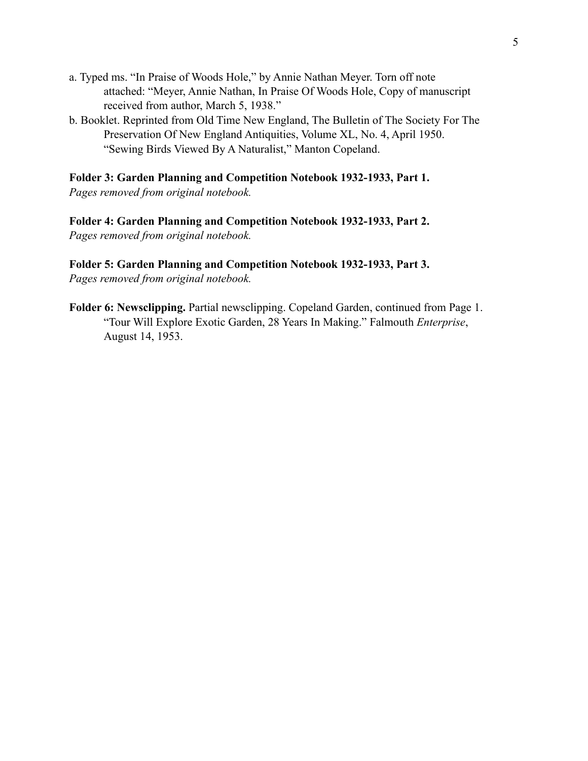a. Typed ms. "In Praise of Woods Hole," by Annie Nathan Meyer. Torn off note attached: "Meyer, Annie Nathan, In Praise Of Woods Hole, Copy of manuscript received from author, March 5, 1938."

b. Booklet. Reprinted from Old Time New England, The Bulletin of The Society For The Preservation Of New England Antiquities, Volume XL, No. 4, April 1950. "Sewing Birds Viewed By A Naturalist," Manton Copeland.

**Folder 3: Garden Planning and Competition Notebook 1932-1933, Part 1.**
*Pages removed from original notebook.*

**Folder 4: Garden Planning and Competition Notebook 1932-1933, Part 2.**
*Pages removed from original notebook.*

**Folder 5: Garden Planning and Competition Notebook 1932-1933, Part 3.**
*Pages removed from original notebook.*

**Folder 6: Newsclipping.** Partial newsclipping. Copeland Garden, continued from Page 1. "Tour Will Explore Exotic Garden, 28 Years In Making." Falmouth *Enterprise*, August 14, 1953.